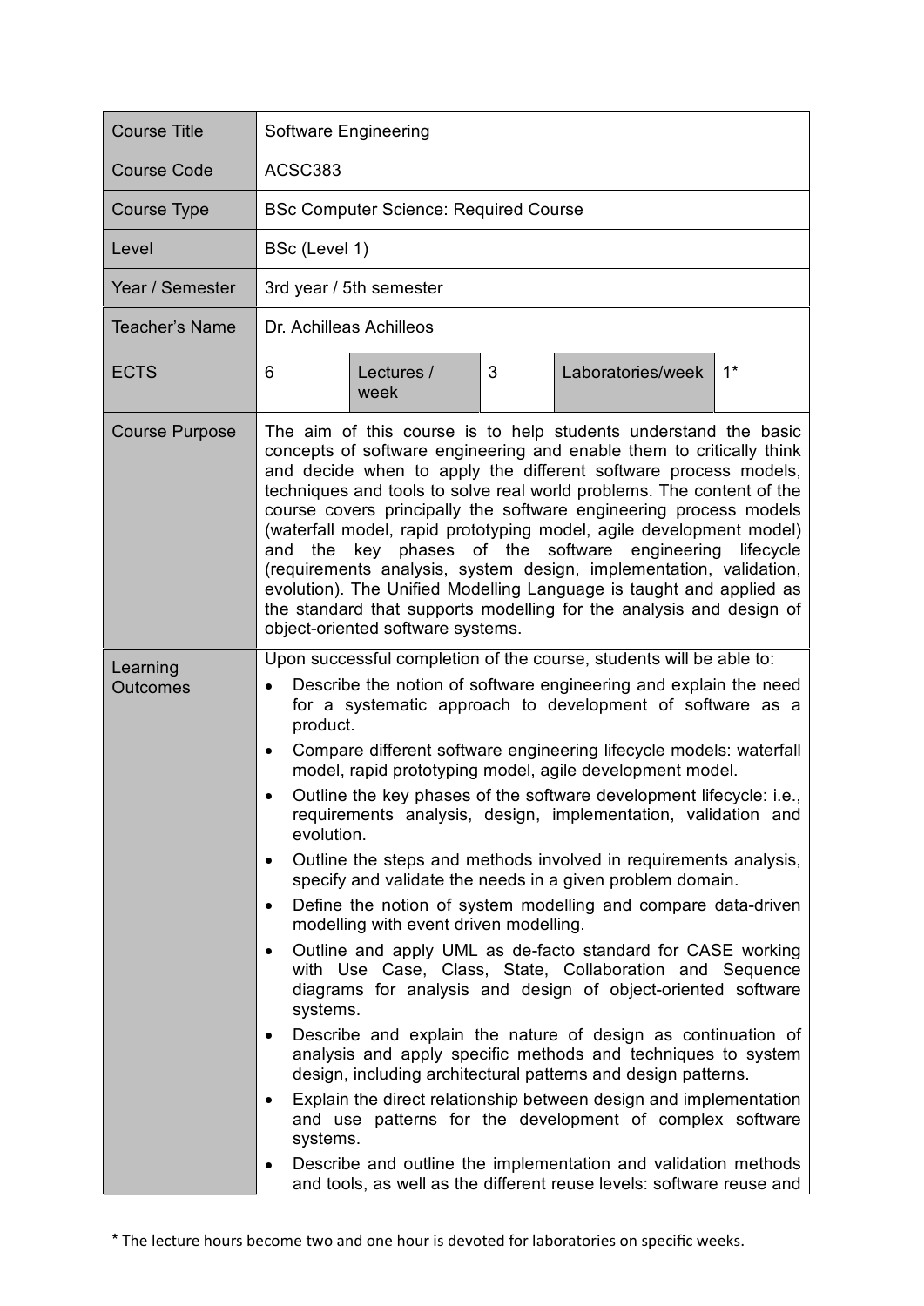| Course Title | Software Engineering | | | | |
|---|---|---|---|---|---|
| Course Code | ACSC383 | | | | |
| Course Type | BSc Computer Science: Required Course | | | | |
| Level | BSc (Level 1) | | | | |
| Year / Semester | 3rd year / 5th semester | | | | |
| Teacher's Name | Dr. Achilleas Achilleos | | | | |
| ECTS | 6 | Lectures / week | 3 | Laboratories/week | 1* |
| Course Purpose | The aim of this course is to help students understand the basic concepts of software engineering and enable them to critically think and decide when to apply the different software process models, techniques and tools to solve real world problems. The content of the course covers principally the software engineering process models (waterfall model, rapid prototyping model, agile development model) and the key phases of the software engineering lifecycle (requirements analysis, system design, implementation, validation, evolution). The Unified Modelling Language is taught and applied as the standard that supports modelling for the analysis and design of object-oriented software systems. | | | | |
| Learning Outcomes | Upon successful completion of the course, students will be able to:<br>• Describe the notion of software engineering and explain the need for a systematic approach to development of software as a product.<br>• Compare different software engineering lifecycle models: waterfall model, rapid prototyping model, agile development model.<br>• Outline the key phases of the software development lifecycle: i.e., requirements analysis, design, implementation, validation and evolution.<br>• Outline the steps and methods involved in requirements analysis, specify and validate the needs in a given problem domain.<br>• Define the notion of system modelling and compare data-driven modelling with event driven modelling.<br>• Outline and apply UML as de-facto standard for CASE working with Use Case, Class, State, Collaboration and Sequence diagrams for analysis and design of object-oriented software systems.<br>• Describe and explain the nature of design as continuation of analysis and apply specific methods and techniques to system design, including architectural patterns and design patterns.<br>• Explain the direct relationship between design and implementation and use patterns for the development of complex software systems.<br>• Describe and outline the implementation and validation methods and tools, as well as the different reuse levels: software reuse and | | | | |

* The lecture hours become two and one hour is devoted for laboratories on specific weeks.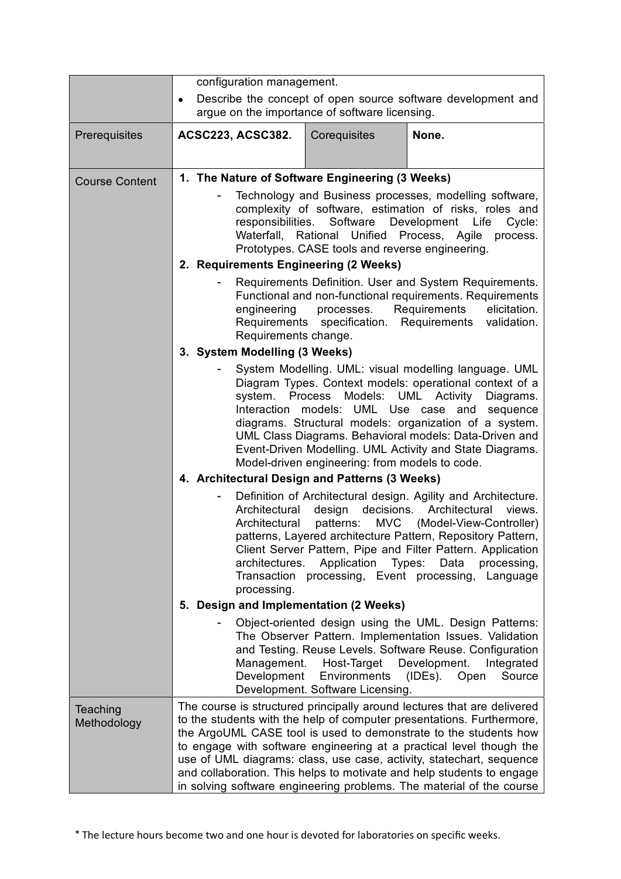| | | | |
|---|---|---|---|
| | configuration management.<br>• Describe the concept of open source software development and argue on the importance of software licensing. | | |
| Prerequisites | **ACSC223, ACSC382.** | Corequisites | **None.** |
| Course Content | **1. The Nature of Software Engineering (3 Weeks)**<br>- Technology and Business processes, modelling software, complexity of software, estimation of risks, roles and responsibilities. Software Development Life Cycle: Waterfall, Rational Unified Process, Agile process. Prototypes. CASE tools and reverse engineering.<br>**2. Requirements Engineering (2 Weeks)**<br>- Requirements Definition. User and System Requirements. Functional and non-functional requirements. Requirements engineering processes. Requirements elicitation. Requirements specification. Requirements validation. Requirements change.<br>**3. System Modelling (3 Weeks)**<br>- System Modelling. UML: visual modelling language. UML Diagram Types. Context models: operational context of a system. Process Models: UML Activity Diagrams. Interaction models: UML Use case and sequence diagrams. Structural models: organization of a system. UML Class Diagrams. Behavioral models: Data-Driven and Event-Driven Modelling. UML Activity and State Diagrams. Model-driven engineering: from models to code.<br>**4. Architectural Design and Patterns (3 Weeks)**<br>- Definition of Architectural design. Agility and Architecture. Architectural design decisions. Architectural views. Architectural patterns: MVC (Model-View-Controller) patterns, Layered architecture Pattern, Repository Pattern, Client Server Pattern, Pipe and Filter Pattern. Application architectures. Application Types: Data processing, Transaction processing, Event processing, Language processing.<br>**5. Design and Implementation (2 Weeks)**<br>- Object-oriented design using the UML. Design Patterns: The Observer Pattern. Implementation Issues. Validation and Testing. Reuse Levels. Software Reuse. Configuration Management. Host-Target Development. Integrated Development Environments (IDEs). Open Source Development. Software Licensing. | | |
| Teaching Methodology | The course is structured principally around lectures that are delivered to the students with the help of computer presentations. Furthermore, the ArgoUML CASE tool is used to demonstrate to the students how to engage with software engineering at a practical level though the use of UML diagrams: class, use case, activity, statechart, sequence and collaboration. This helps to motivate and help students to engage in solving software engineering problems. The material of the course | | |

* The lecture hours become two and one hour is devoted for laboratories on specific weeks.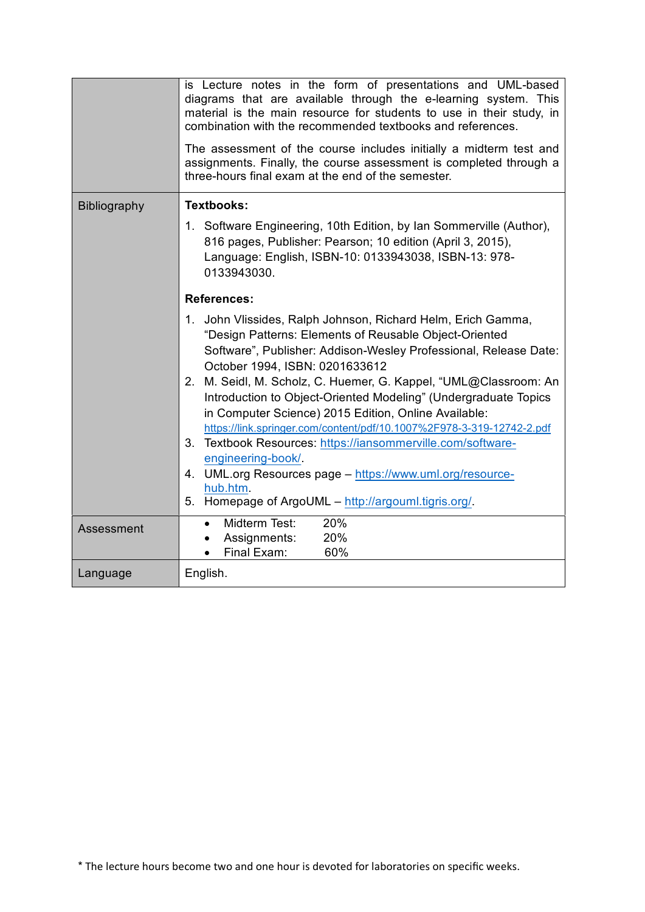| | |
|---|---|
| | is Lecture notes in the form of presentations and UML-based diagrams that are available through the e-learning system. This material is the main resource for students to use in their study, in combination with the recommended textbooks and references.<br><br>The assessment of the course includes initially a midterm test and assignments. Finally, the course assessment is completed through a three-hours final exam at the end of the semester. |
| Bibliography | **Textbooks:**<br><br>1. Software Engineering, 10th Edition, by Ian Sommerville (Author), 816 pages, Publisher: Pearson; 10 edition (April 3, 2015), Language: English, ISBN-10: 0133943038, ISBN-13: 978-0133943030.<br><br>**References:**<br><br>1. John Vlissides, Ralph Johnson, Richard Helm, Erich Gamma, "Design Patterns: Elements of Reusable Object-Oriented Software", Publisher: Addison-Wesley Professional, Release Date: October 1994, ISBN: 0201633612<br>2. M. Seidl, M. Scholz, C. Huemer, G. Kappel, "UML@Classroom: An Introduction to Object-Oriented Modeling" (Undergraduate Topics in Computer Science) 2015 Edition, Online Available: https://link.springer.com/content/pdf/10.1007%2F978-3-319-12742-2.pdf<br>3. Textbook Resources: https://iansommerville.com/software-engineering-book/.<br>4. UML.org Resources page – https://www.uml.org/resource-hub.htm.<br>5. Homepage of ArgoUML – http://argouml.tigris.org/. |
| Assessment | • Midterm Test: 20%<br>• Assignments: 20%<br>• Final Exam: 60% |
| Language | English. |

* The lecture hours become two and one hour is devoted for laboratories on specific weeks.